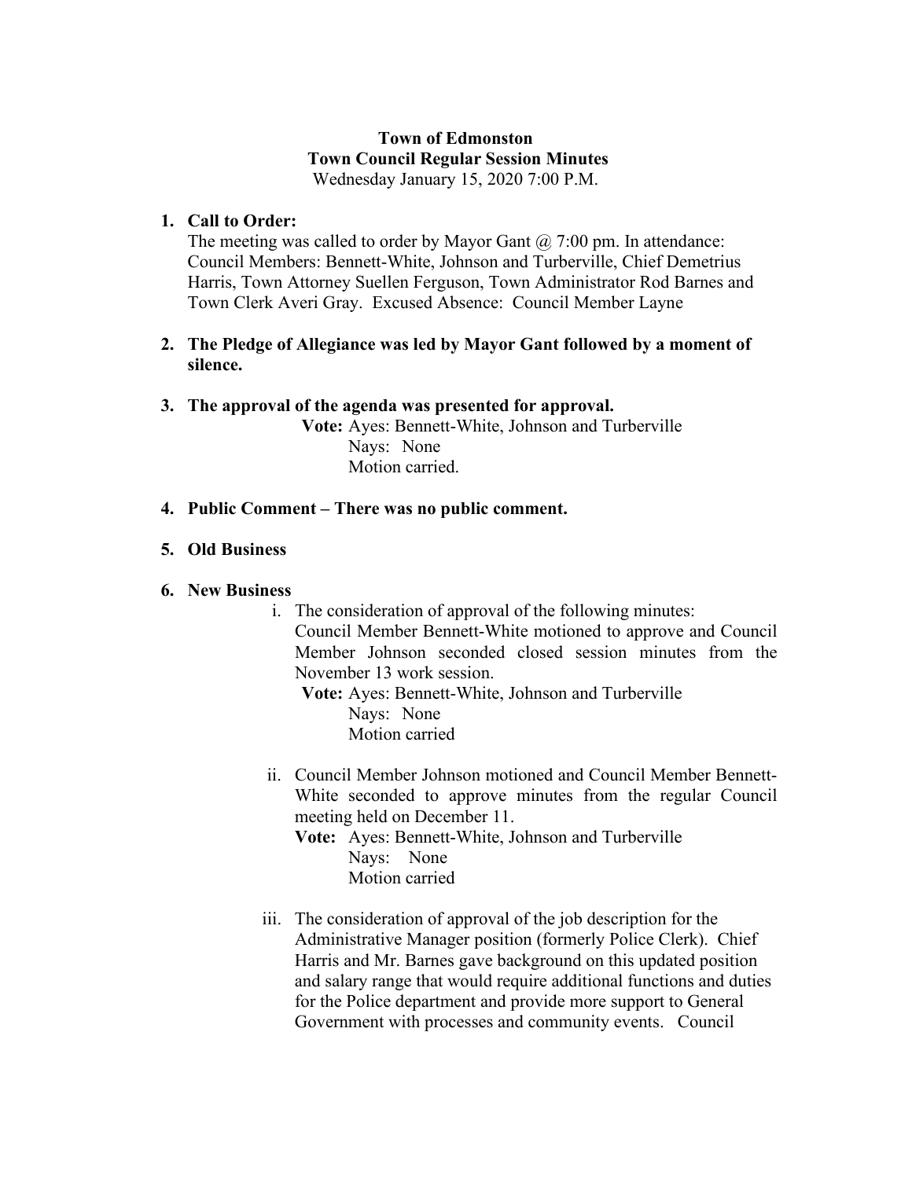# Town of Edmonston
## Town Council Regular Session Minutes
Wednesday January 15, 2020 7:00 P.M.

1. **Call to Order:**
   The meeting was called to order by Mayor Gant @ 7:00 pm. In attendance: Council Members: Bennett-White, Johnson and Turberville, Chief Demetrius Harris, Town Attorney Suellen Ferguson, Town Administrator Rod Barnes and Town Clerk Averi Gray. Excused Absence: Council Member Layne

2. **The Pledge of Allegiance was led by Mayor Gant followed by a moment of silence.**

3. **The approval of the agenda was presented for approval.**
   **Vote:** Ayes: Bennett-White, Johnson and Turberville
   Nays: None
   Motion carried.

4. **Public Comment – There was no public comment.**

5. **Old Business**

6. **New Business**
   i. The consideration of approval of the following minutes:
      Council Member Bennett-White motioned to approve and Council Member Johnson seconded closed session minutes from the November 13 work session.
      **Vote:** Ayes: Bennett-White, Johnson and Turberville
      Nays: None
      Motion carried

   ii. Council Member Johnson motioned and Council Member Bennett-White seconded to approve minutes from the regular Council meeting held on December 11.
      **Vote:** Ayes: Bennett-White, Johnson and Turberville
      Nays: None
      Motion carried

   iii. The consideration of approval of the job description for the Administrative Manager position (formerly Police Clerk). Chief Harris and Mr. Barnes gave background on this updated position and salary range that would require additional functions and duties for the Police department and provide more support to General Government with processes and community events. Council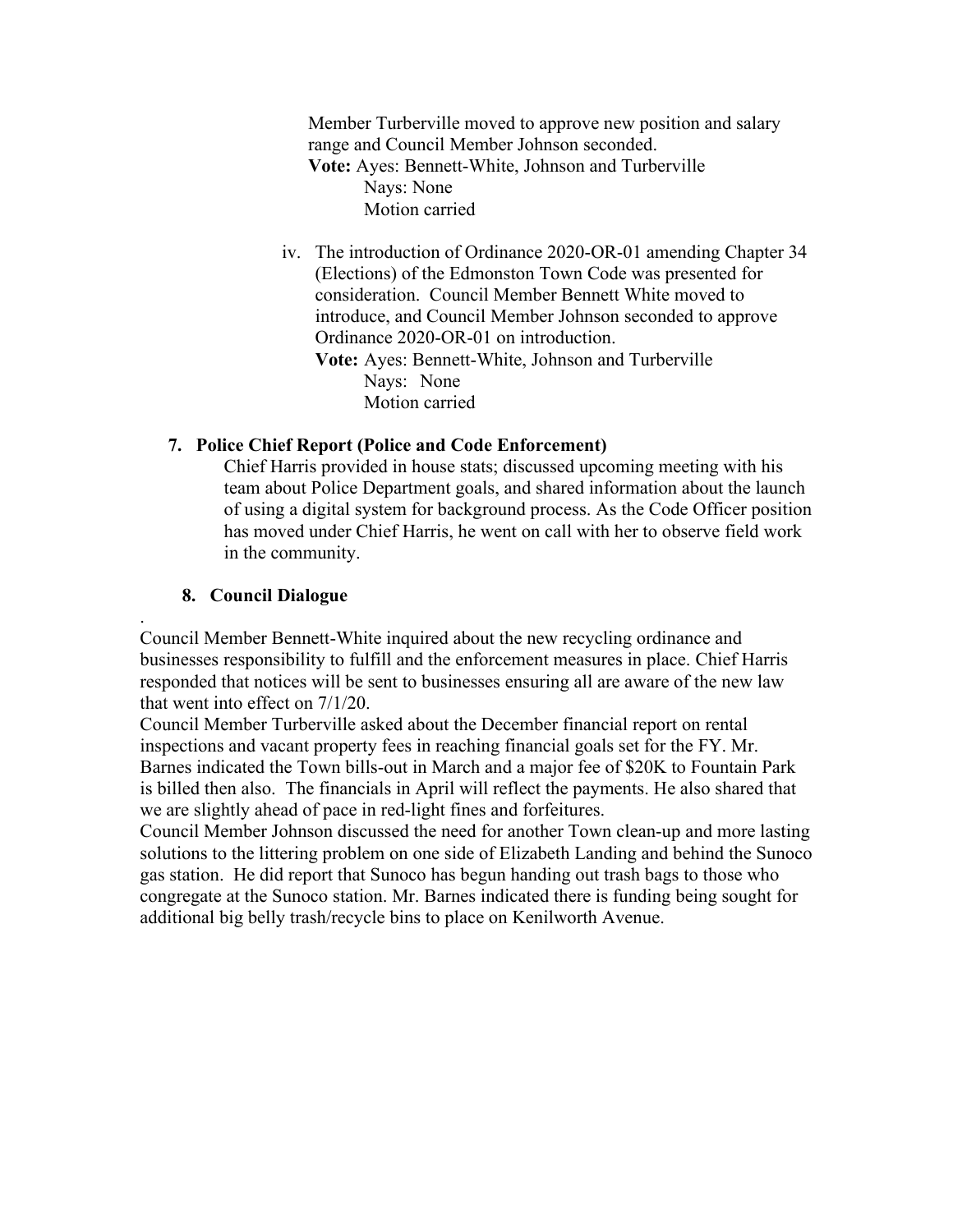Member Turberville moved to approve new position and salary range and Council Member Johnson seconded.
**Vote:** Ayes: Bennett-White, Johnson and Turberville
Nays: None
Motion carried

iv. The introduction of Ordinance 2020-OR-01 amending Chapter 34 (Elections) of the Edmonston Town Code was presented for consideration. Council Member Bennett White moved to introduce, and Council Member Johnson seconded to approve Ordinance 2020-OR-01 on introduction.
**Vote:** Ayes: Bennett-White, Johnson and Turberville
Nays: None
Motion carried

**7. Police Chief Report (Police and Code Enforcement)**

Chief Harris provided in house stats; discussed upcoming meeting with his team about Police Department goals, and shared information about the launch of using a digital system for background process. As the Code Officer position has moved under Chief Harris, he went on call with her to observe field work in the community.

**8. Council Dialogue**

.
Council Member Bennett-White inquired about the new recycling ordinance and businesses responsibility to fulfill and the enforcement measures in place. Chief Harris responded that notices will be sent to businesses ensuring all are aware of the new law that went into effect on 7/1/20.
Council Member Turberville asked about the December financial report on rental inspections and vacant property fees in reaching financial goals set for the FY. Mr. Barnes indicated the Town bills-out in March and a major fee of $20K to Fountain Park is billed then also. The financials in April will reflect the payments. He also shared that we are slightly ahead of pace in red-light fines and forfeitures.
Council Member Johnson discussed the need for another Town clean-up and more lasting solutions to the littering problem on one side of Elizabeth Landing and behind the Sunoco gas station. He did report that Sunoco has begun handing out trash bags to those who congregate at the Sunoco station. Mr. Barnes indicated there is funding being sought for additional big belly trash/recycle bins to place on Kenilworth Avenue.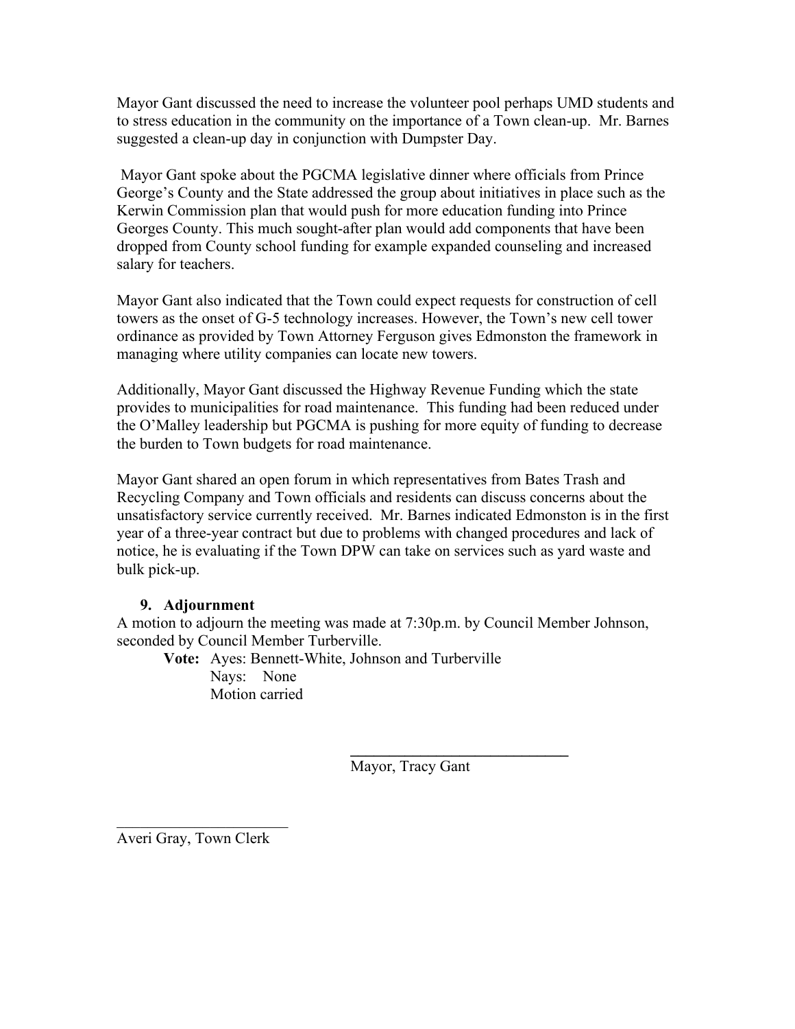Mayor Gant discussed the need to increase the volunteer pool perhaps UMD students and to stress education in the community on the importance of a Town clean-up. Mr. Barnes suggested a clean-up day in conjunction with Dumpster Day.

Mayor Gant spoke about the PGCMA legislative dinner where officials from Prince George's County and the State addressed the group about initiatives in place such as the Kerwin Commission plan that would push for more education funding into Prince Georges County. This much sought-after plan would add components that have been dropped from County school funding for example expanded counseling and increased salary for teachers.

Mayor Gant also indicated that the Town could expect requests for construction of cell towers as the onset of G-5 technology increases. However, the Town's new cell tower ordinance as provided by Town Attorney Ferguson gives Edmonston the framework in managing where utility companies can locate new towers.

Additionally, Mayor Gant discussed the Highway Revenue Funding which the state provides to municipalities for road maintenance. This funding had been reduced under the O'Malley leadership but PGCMA is pushing for more equity of funding to decrease the burden to Town budgets for road maintenance.

Mayor Gant shared an open forum in which representatives from Bates Trash and Recycling Company and Town officials and residents can discuss concerns about the unsatisfactory service currently received. Mr. Barnes indicated Edmonston is in the first year of a three-year contract but due to problems with changed procedures and lack of notice, he is evaluating if the Town DPW can take on services such as yard waste and bulk pick-up.

**9. Adjournment**

A motion to adjourn the meeting was made at 7:30p.m. by Council Member Johnson, seconded by Council Member Turberville.

**Vote:** Ayes: Bennett-White, Johnson and Turberville
Nays: None
Motion carried

\_\_\_\_\_\_\_\_\_\_\_\_\_\_\_\_\_\_\_\_\_\_\_\_\_\_\_\_
Mayor, Tracy Gant

\_\_\_\_\_\_\_\_\_\_\_\_\_\_\_\_\_\_\_\_\_\_\_\_
Averi Gray, Town Clerk